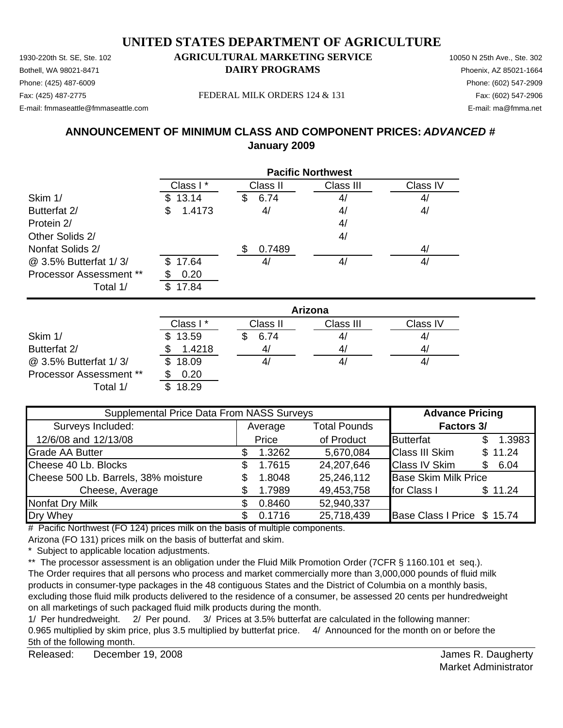# UNITED STATES DEPARTMENT OF AGRICULTURE

1930-220th St. SE, Ste. 102
Bothell, WA 98021-8471
Phone: (425) 487-6009
Fax: (425) 487-2775
E-mail: fmmaseattle@fmmaseattle.com

**AGRICULTURAL MARKETING SERVICE**
**DAIRY PROGRAMS**

FEDERAL MILK ORDERS 124 & 131

10050 N 25th Ave., Ste. 302
Phoenix, AZ 85021-1664
Phone: (602) 547-2909
Fax: (602) 547-2906
E-mail: ma@fmma.net

## ANNOUNCEMENT OF MINIMUM CLASS AND COMPONENT PRICES: *ADVANCED #*
## January 2009

| | Pacific Northwest | | | |
|---|---|---|---|---|
| | Class I * | Class II | Class III | Class IV |
| Skim 1/ | $ 13.14 | $ 6.74 | 4/ | 4/ |
| Butterfat 2/ | $ 1.4173 | 4/ | 4/ | 4/ |
| Protein 2/ | | | 4/ | |
| Other Solids 2/ | | | 4/ | |
| Nonfat Solids 2/ | | $ 0.7489 | | 4/ |
| @ 3.5% Butterfat 1/ 3/ | $ 17.64 | 4/ | 4/ | 4/ |
| Processor Assessment ** | $ 0.20 | | | |
| Total 1/ | $ 17.84 | | | |

| | Arizona | | | |
|---|---|---|---|---|
| | Class I * | Class II | Class III | Class IV |
| Skim 1/ | $ 13.59 | $ 6.74 | 4/ | 4/ |
| Butterfat 2/ | $ 1.4218 | 4/ | 4/ | 4/ |
| @ 3.5% Butterfat 1/ 3/ | $ 18.09 | 4/ | 4/ | 4/ |
| Processor Assessment ** | $ 0.20 | | | |
| Total 1/ | $ 18.29 | | | |

| Supplemental Price Data From NASS Surveys | | | Advance Pricing | |
|---|---|---|---|---|
| Surveys Included: | Average | Total Pounds | Factors 3/ | |
| 12/6/08 and 12/13/08 | Price | of Product | Butterfat | $ 1.3983 |
| Grade AA Butter | $ 1.3262 | 5,670,084 | Class III Skim | $ 11.24 |
| Cheese 40 Lb. Blocks | $ 1.7615 | 24,207,646 | Class IV Skim | $ 6.04 |
| Cheese 500 Lb. Barrels, 38% moisture | $ 1.8048 | 25,246,112 | Base Skim Milk Price | |
| Cheese, Average | $ 1.7989 | 49,453,758 | for Class I | $ 11.24 |
| Nonfat Dry Milk | $ 0.8460 | 52,940,337 | | |
| Dry Whey | $ 0.1716 | 25,718,439 | Base Class I Price | $ 15.74 |

# Pacific Northwest (FO 124) prices milk on the basis of multiple components.
Arizona (FO 131) prices milk on the basis of butterfat and skim.

\* Subject to applicable location adjustments.

** The processor assessment is an obligation under the Fluid Milk Promotion Order (7CFR § 1160.101 et seq.). The Order requires that all persons who process and market commercially more than 3,000,000 pounds of fluid milk products in consumer-type packages in the 48 contiguous States and the District of Columbia on a monthly basis, excluding those fluid milk products delivered to the residence of a consumer, be assessed 20 cents per hundredweight on all marketings of such packaged fluid milk products during the month.

1/ Per hundredweight. 2/ Per pound. 3/ Prices at 3.5% butterfat are calculated in the following manner: 0.965 multiplied by skim price, plus 3.5 multiplied by butterfat price. 4/ Announced for the month on or before the 5th of the following month.

Released: December 19, 2008

James R. Daugherty
Market Administrator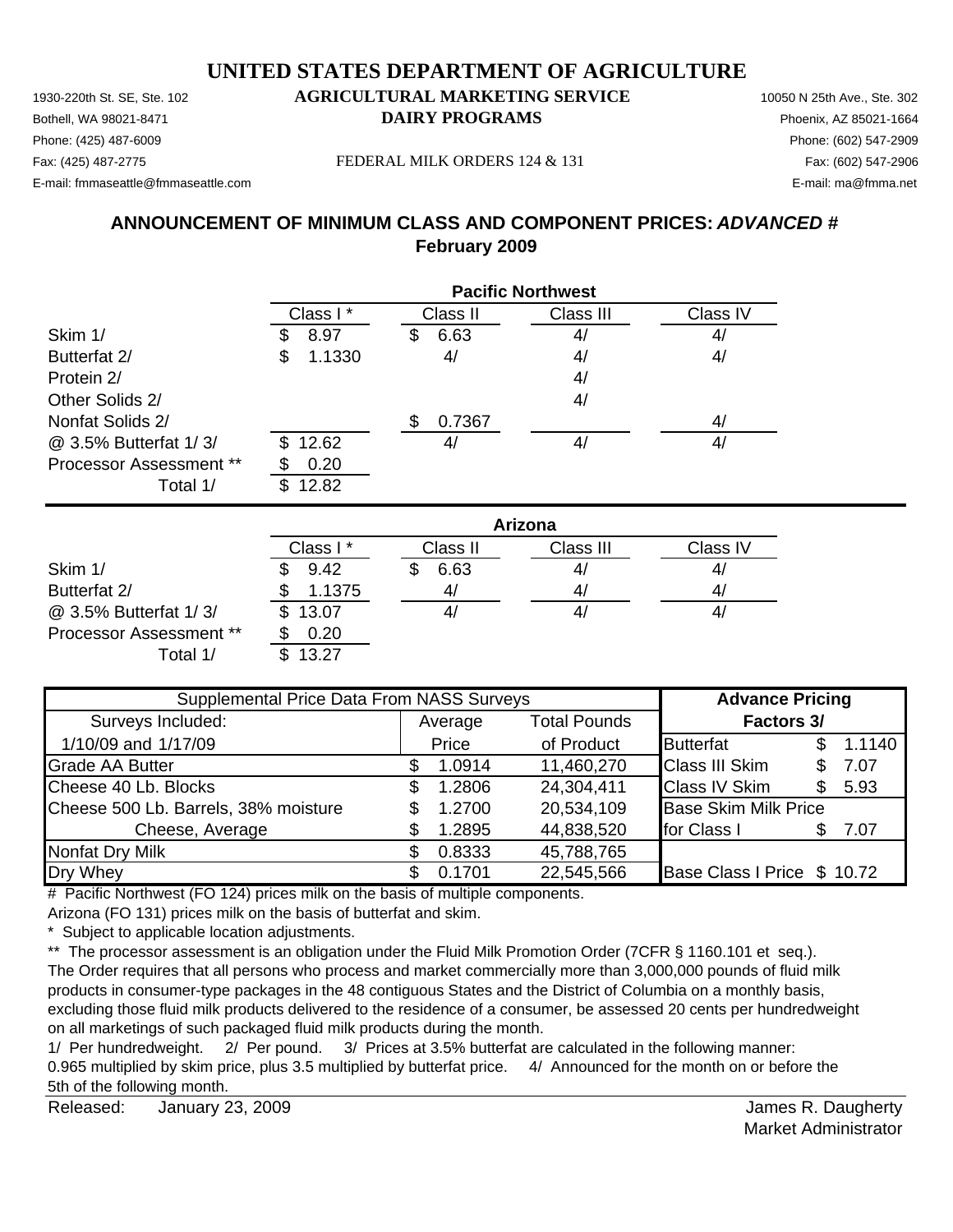# UNITED STATES DEPARTMENT OF AGRICULTURE

## AGRICULTURAL MARKETING SERVICE
## DAIRY PROGRAMS

1930-220th St. SE, Ste. 102
Bothell, WA 98021-8471
Phone: (425) 487-6009
Fax: (425) 487-2775
E-mail: fmmaseattle@fmmaseattle.com

FEDERAL MILK ORDERS 124 & 131

10050 N 25th Ave., Ste. 302
Phoenix, AZ 85021-1664
Phone: (602) 547-2909
Fax: (602) 547-2906
E-mail: ma@fmma.net

## ANNOUNCEMENT OF MINIMUM CLASS AND COMPONENT PRICES: *ADVANCED #*
## February 2009

**Pacific Northwest**

| | Class I * | Class II | Class III | Class IV |
|---|---|---|---|---|
| Skim 1/ | $ 8.97 | $ 6.63 | 4/ | 4/ |
| Butterfat 2/ | $ 1.1330 | 4/ | 4/ | 4/ |
| Protein 2/ | | | 4/ | |
| Other Solids 2/ | | | 4/ | |
| Nonfat Solids 2/ | | $ 0.7367 | | 4/ |
| @ 3.5% Butterfat 1/ 3/ | $ 12.62 | 4/ | 4/ | 4/ |
| Processor Assessment ** | $ 0.20 | | | |
| Total 1/ | $ 12.82 | | | |

**Arizona**

| | Class I * | Class II | Class III | Class IV |
|---|---|---|---|---|
| Skim 1/ | $ 9.42 | $ 6.63 | 4/ | 4/ |
| Butterfat 2/ | $ 1.1375 | 4/ | 4/ | 4/ |
| @ 3.5% Butterfat 1/ 3/ | $ 13.07 | 4/ | 4/ | 4/ |
| Processor Assessment ** | $ 0.20 | | | |
| Total 1/ | $ 13.27 | | | |

| Supplemental Price Data From NASS Surveys | | | Advance Pricing | |
|---|---|---|---|---|
| Surveys Included: | Average | Total Pounds | Factors 3/ | |
| 1/10/09 and 1/17/09 | Price | of Product | Butterfat | $ 1.1140 |
| Grade AA Butter | $ 1.0914 | 11,460,270 | Class III Skim | $ 7.07 |
| Cheese 40 Lb. Blocks | $ 1.2806 | 24,304,411 | Class IV Skim | $ 5.93 |
| Cheese 500 Lb. Barrels, 38% moisture | $ 1.2700 | 20,534,109 | Base Skim Milk Price | |
| Cheese, Average | $ 1.2895 | 44,838,520 | for Class I | $ 7.07 |
| Nonfat Dry Milk | $ 0.8333 | 45,788,765 | | |
| Dry Whey | $ 0.1701 | 22,545,566 | Base Class I Price | $ 10.72 |

# Pacific Northwest (FO 124) prices milk on the basis of multiple components.
Arizona (FO 131) prices milk on the basis of butterfat and skim.

\* Subject to applicable location adjustments.

** The processor assessment is an obligation under the Fluid Milk Promotion Order (7CFR § 1160.101 et seq.). The Order requires that all persons who process and market commercially more than 3,000,000 pounds of fluid milk products in consumer-type packages in the 48 contiguous States and the District of Columbia on a monthly basis, excluding those fluid milk products delivered to the residence of a consumer, be assessed 20 cents per hundredweight on all marketings of such packaged fluid milk products during the month.

1/ Per hundredweight. 2/ Per pound. 3/ Prices at 3.5% butterfat are calculated in the following manner: 0.965 multiplied by skim price, plus 3.5 multiplied by butterfat price. 4/ Announced for the month on or before the 5th of the following month.

Released: January 23, 2009

James R. Daugherty
Market Administrator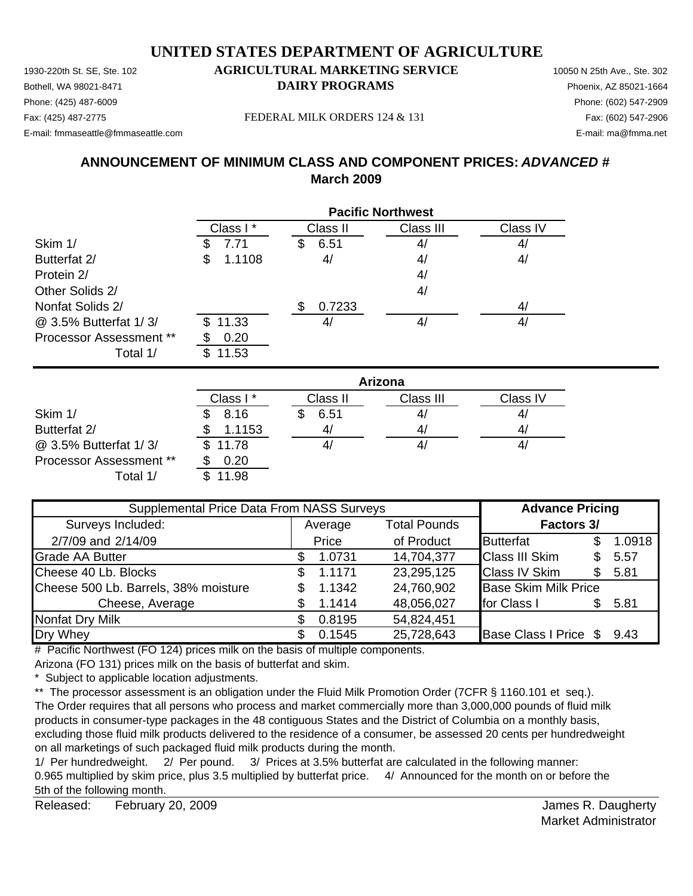# UNITED STATES DEPARTMENT OF AGRICULTURE

1930-220th St. SE, Ste. 102
Bothell, WA 98021-8471
Phone: (425) 487-6009
Fax: (425) 487-2775
E-mail: fmmaseattle@fmmaseattle.com

**AGRICULTURAL MARKETING SERVICE**
**DAIRY PROGRAMS**

FEDERAL MILK ORDERS 124 & 131

10050 N 25th Ave., Ste. 302
Phoenix, AZ 85021-1664
Phone: (602) 547-2909
Fax: (602) 547-2906
E-mail: ma@fmma.net

## ANNOUNCEMENT OF MINIMUM CLASS AND COMPONENT PRICES: *ADVANCED #*
## March 2009

| | Pacific Northwest | | | |
|---|---|---|---|---|
| | Class I * | Class II | Class III | Class IV |
| Skim 1/ | $ 7.71 | $ 6.51 | 4/ | 4/ |
| Butterfat 2/ | $ 1.1108 | 4/ | 4/ | 4/ |
| Protein 2/ | | | 4/ | |
| Other Solids 2/ | | | 4/ | |
| Nonfat Solids 2/ | | $ 0.7233 | | 4/ |
| @ 3.5% Butterfat 1/ 3/ | $ 11.33 | 4/ | 4/ | 4/ |
| Processor Assessment ** | $ 0.20 | | | |
| Total 1/ | $ 11.53 | | | |

| | Arizona | | | |
|---|---|---|---|---|
| | Class I * | Class II | Class III | Class IV |
| Skim 1/ | $ 8.16 | $ 6.51 | 4/ | 4/ |
| Butterfat 2/ | $ 1.1153 | 4/ | 4/ | 4/ |
| @ 3.5% Butterfat 1/ 3/ | $ 11.78 | 4/ | 4/ | 4/ |
| Processor Assessment ** | $ 0.20 | | | |
| Total 1/ | $ 11.98 | | | |

| Supplemental Price Data From NASS Surveys | | | Advance Pricing | |
|---|---|---|---|---|
| Surveys Included: | Average | Total Pounds | Factors 3/ | |
| 2/7/09 and 2/14/09 | Price | of Product | Butterfat | $ 1.0918 |
| Grade AA Butter | $ 1.0731 | 14,704,377 | Class III Skim | $ 5.57 |
| Cheese 40 Lb. Blocks | $ 1.1171 | 23,295,125 | Class IV Skim | $ 5.81 |
| Cheese 500 Lb. Barrels, 38% moisture | $ 1.1342 | 24,760,902 | Base Skim Milk Price | |
| Cheese, Average | $ 1.1414 | 48,056,027 | for Class I | $ 5.81 |
| Nonfat Dry Milk | $ 0.8195 | 54,824,451 | | |
| Dry Whey | $ 0.1545 | 25,728,643 | Base Class I Price | $ 9.43 |

# Pacific Northwest (FO 124) prices milk on the basis of multiple components.
Arizona (FO 131) prices milk on the basis of butterfat and skim.

\* Subject to applicable location adjustments.

** The processor assessment is an obligation under the Fluid Milk Promotion Order (7CFR § 1160.101 et seq.). The Order requires that all persons who process and market commercially more than 3,000,000 pounds of fluid milk products in consumer-type packages in the 48 contiguous States and the District of Columbia on a monthly basis, excluding those fluid milk products delivered to the residence of a consumer, be assessed 20 cents per hundredweight on all marketings of such packaged fluid milk products during the month.

1/ Per hundredweight. 2/ Per pound. 3/ Prices at 3.5% butterfat are calculated in the following manner: 0.965 multiplied by skim price, plus 3.5 multiplied by butterfat price. 4/ Announced for the month on or before the 5th of the following month.

Released: February 20, 2009

James R. Daugherty
Market Administrator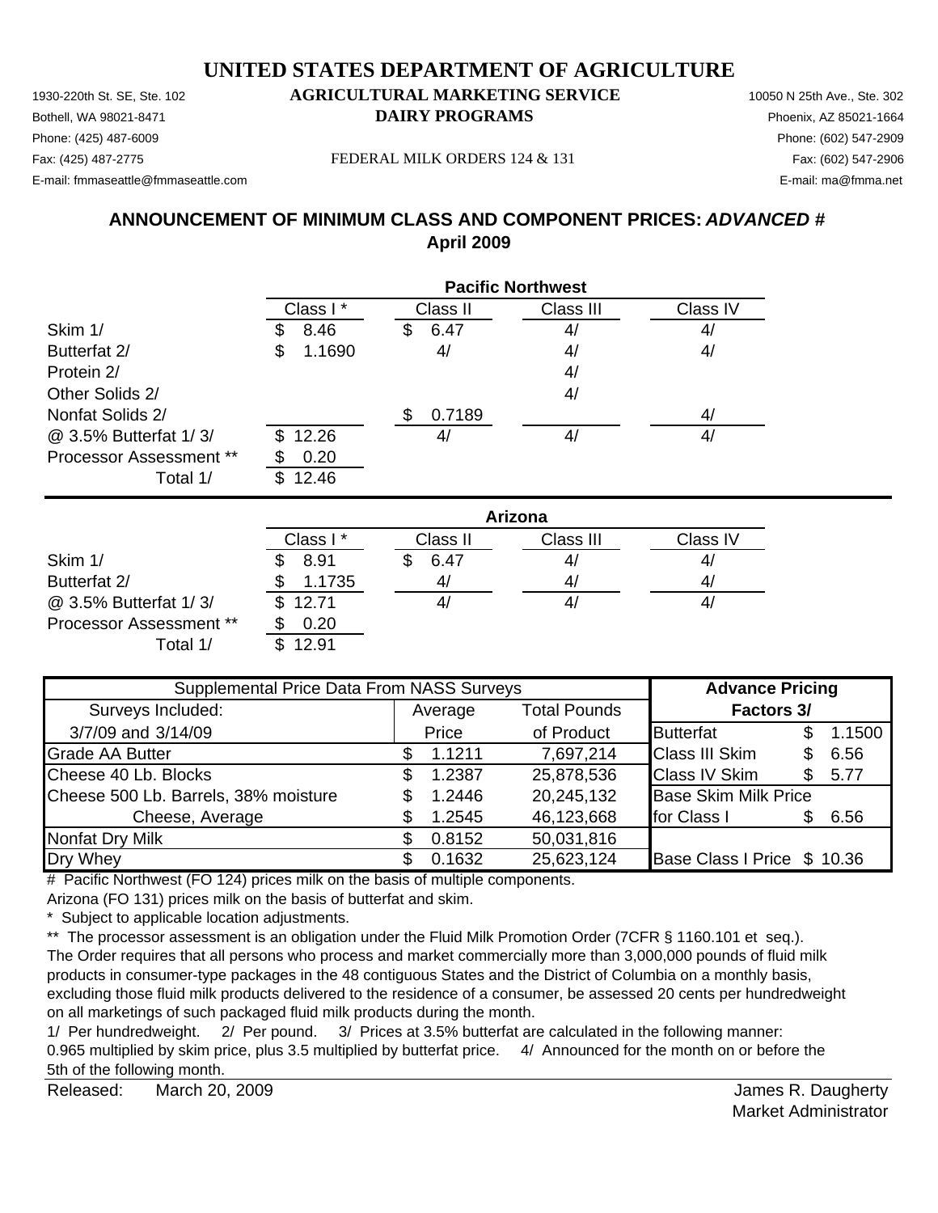# UNITED STATES DEPARTMENT OF AGRICULTURE

1930-220th St. SE, Ste. 102
Bothell, WA 98021-8471
Phone: (425) 487-6009
Fax: (425) 487-2775
E-mail: fmmaseattle@fmmaseattle.com

**AGRICULTURAL MARKETING SERVICE**
**DAIRY PROGRAMS**

FEDERAL MILK ORDERS 124 & 131

10050 N 25th Ave., Ste. 302
Phoenix, AZ 85021-1664
Phone: (602) 547-2909
Fax: (602) 547-2906
E-mail: ma@fmma.net

## ANNOUNCEMENT OF MINIMUM CLASS AND COMPONENT PRICES: *ADVANCED #*
## April 2009

| | **Pacific Northwest** | | | |
|---|---|---|---|---|
| | Class I * | Class II | Class III | Class IV |
| Skim 1/ | $ 8.46 | $ 6.47 | 4/ | 4/ |
| Butterfat 2/ | $ 1.1690 | 4/ | 4/ | 4/ |
| Protein 2/ | | | 4/ | |
| Other Solids 2/ | | | 4/ | |
| Nonfat Solids 2/ | | $ 0.7189 | | 4/ |
| @ 3.5% Butterfat 1/ 3/ | $ 12.26 | 4/ | 4/ | 4/ |
| Processor Assessment ** | $ 0.20 | | | |
| Total 1/ | $ 12.46 | | | |

| | **Arizona** | | | |
|---|---|---|---|---|
| | Class I * | Class II | Class III | Class IV |
| Skim 1/ | $ 8.91 | $ 6.47 | 4/ | 4/ |
| Butterfat 2/ | $ 1.1735 | 4/ | 4/ | 4/ |
| @ 3.5% Butterfat 1/ 3/ | $ 12.71 | 4/ | 4/ | 4/ |
| Processor Assessment ** | $ 0.20 | | | |
| Total 1/ | $ 12.91 | | | |

| Supplemental Price Data From NASS Surveys | | | **Advance Pricing** | |
|---|---|---|---|---|
| Surveys Included: | Average | Total Pounds | **Factors 3/** | |
| 3/7/09 and 3/14/09 | Price | of Product | Butterfat | $ 1.1500 |
| Grade AA Butter | $ 1.1211 | 7,697,214 | Class III Skim | $ 6.56 |
| Cheese 40 Lb. Blocks | $ 1.2387 | 25,878,536 | Class IV Skim | $ 5.77 |
| Cheese 500 Lb. Barrels, 38% moisture | $ 1.2446 | 20,245,132 | Base Skim Milk Price | |
| Cheese, Average | $ 1.2545 | 46,123,668 | for Class I | $ 6.56 |
| Nonfat Dry Milk | $ 0.8152 | 50,031,816 | | |
| Dry Whey | $ 0.1632 | 25,623,124 | Base Class I Price | $ 10.36 |

\# Pacific Northwest (FO 124) prices milk on the basis of multiple components.
Arizona (FO 131) prices milk on the basis of butterfat and skim.

\* Subject to applicable location adjustments.

\** The processor assessment is an obligation under the Fluid Milk Promotion Order (7CFR § 1160.101 et seq.). The Order requires that all persons who process and market commercially more than 3,000,000 pounds of fluid milk products in consumer-type packages in the 48 contiguous States and the District of Columbia on a monthly basis, excluding those fluid milk products delivered to the residence of a consumer, be assessed 20 cents per hundredweight on all marketings of such packaged fluid milk products during the month.

1/ Per hundredweight. 2/ Per pound. 3/ Prices at 3.5% butterfat are calculated in the following manner: 0.965 multiplied by skim price, plus 3.5 multiplied by butterfat price. 4/ Announced for the month on or before the 5th of the following month.

Released: March 20, 2009

James R. Daugherty
Market Administrator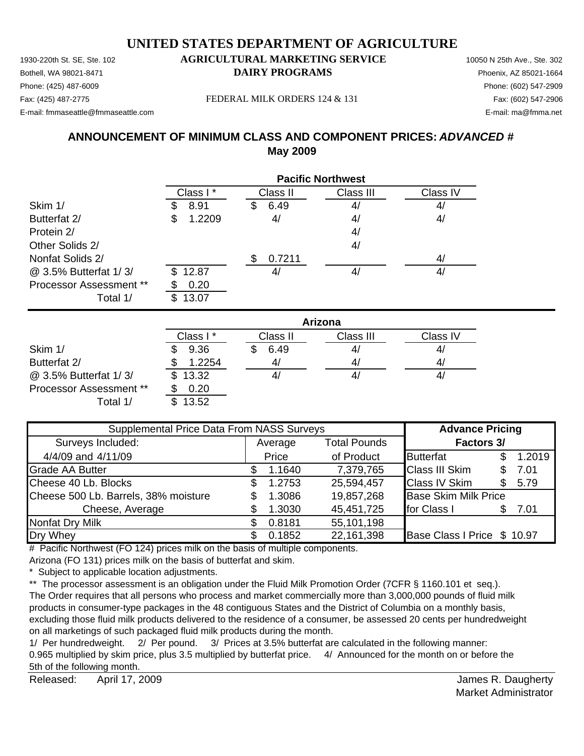# UNITED STATES DEPARTMENT OF AGRICULTURE

1930-220th St. SE, Ste. 102 **AGRICULTURAL MARKETING SERVICE** 10050 N 25th Ave., Ste. 302
Bothell, WA 98021-8471 **DAIRY PROGRAMS** Phoenix, AZ 85021-1664
Phone: (425) 487-6009 Phone: (602) 547-2909
Fax: (425) 487-2775 FEDERAL MILK ORDERS 124 & 131 Fax: (602) 547-2906
E-mail: fmmaseattle@fmmaseattle.com E-mail: ma@fmma.net

## ANNOUNCEMENT OF MINIMUM CLASS AND COMPONENT PRICES: *ADVANCED #*
## May 2009

| | Pacific Northwest | | | |
|---|---|---|---|---|
| | Class I * | Class II | Class III | Class IV |
| Skim 1/ | $ 8.91 | $ 6.49 | 4/ | 4/ |
| Butterfat 2/ | $ 1.2209 | 4/ | 4/ | 4/ |
| Protein 2/ | | | 4/ | |
| Other Solids 2/ | | | 4/ | |
| Nonfat Solids 2/ | | $ 0.7211 | | 4/ |
| @ 3.5% Butterfat 1/ 3/ | $ 12.87 | 4/ | 4/ | 4/ |
| Processor Assessment ** | $ 0.20 | | | |
| Total 1/ | $ 13.07 | | | |

| | Arizona | | | |
|---|---|---|---|---|
| | Class I * | Class II | Class III | Class IV |
| Skim 1/ | $ 9.36 | $ 6.49 | 4/ | 4/ |
| Butterfat 2/ | $ 1.2254 | 4/ | 4/ | 4/ |
| @ 3.5% Butterfat 1/ 3/ | $ 13.32 | 4/ | 4/ | 4/ |
| Processor Assessment ** | $ 0.20 | | | |
| Total 1/ | $ 13.52 | | | |

| Supplemental Price Data From NASS Surveys | | | Advance Pricing | |
|---|---|---|---|---|
| Surveys Included: | Average | Total Pounds | Factors 3/ | |
| 4/4/09 and 4/11/09 | Price | of Product | Butterfat | $ 1.2019 |
| Grade AA Butter | $ 1.1640 | 7,379,765 | Class III Skim | $ 7.01 |
| Cheese 40 Lb. Blocks | $ 1.2753 | 25,594,457 | Class IV Skim | $ 5.79 |
| Cheese 500 Lb. Barrels, 38% moisture | $ 1.3086 | 19,857,268 | Base Skim Milk Price | |
| Cheese, Average | $ 1.3030 | 45,451,725 | for Class I | $ 7.01 |
| Nonfat Dry Milk | $ 0.8181 | 55,101,198 | | |
| Dry Whey | $ 0.1852 | 22,161,398 | Base Class I Price | $ 10.97 |

# Pacific Northwest (FO 124) prices milk on the basis of multiple components.
Arizona (FO 131) prices milk on the basis of butterfat and skim.
* Subject to applicable location adjustments.
** The processor assessment is an obligation under the Fluid Milk Promotion Order (7CFR § 1160.101 et seq.). The Order requires that all persons who process and market commercially more than 3,000,000 pounds of fluid milk products in consumer-type packages in the 48 contiguous States and the District of Columbia on a monthly basis, excluding those fluid milk products delivered to the residence of a consumer, be assessed 20 cents per hundredweight on all marketings of such packaged fluid milk products during the month.
1/ Per hundredweight. 2/ Per pound. 3/ Prices at 3.5% butterfat are calculated in the following manner: 0.965 multiplied by skim price, plus 3.5 multiplied by butterfat price. 4/ Announced for the month on or before the 5th of the following month.

Released: April 17, 2009

James R. Daugherty
Market Administrator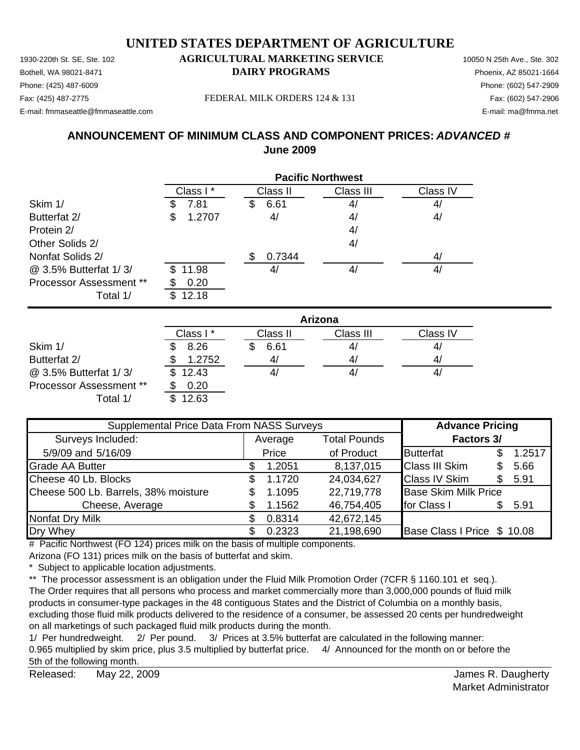# UNITED STATES DEPARTMENT OF AGRICULTURE

1930-220th St. SE, Ste. 102
Bothell, WA 98021-8471
Phone: (425) 487-6009
Fax: (425) 487-2775
E-mail: fmmaseattle@fmmaseattle.com

**AGRICULTURAL MARKETING SERVICE**
**DAIRY PROGRAMS**

FEDERAL MILK ORDERS 124 & 131

10050 N 25th Ave., Ste. 302
Phoenix, AZ 85021-1664
Phone: (602) 547-2909
Fax: (602) 547-2906
E-mail: ma@fmma.net

## ANNOUNCEMENT OF MINIMUM CLASS AND COMPONENT PRICES: *ADVANCED #*
## June 2009

| | Pacific Northwest | | | |
|---|---|---|---|---|
| | Class I * | Class II | Class III | Class IV |
| Skim 1/ | $ 7.81 | $ 6.61 | 4/ | 4/ |
| Butterfat 2/ | $ 1.2707 | 4/ | 4/ | 4/ |
| Protein 2/ | | | 4/ | |
| Other Solids 2/ | | | 4/ | |
| Nonfat Solids 2/ | | $ 0.7344 | | 4/ |
| @ 3.5% Butterfat 1/ 3/ | $ 11.98 | 4/ | 4/ | 4/ |
| Processor Assessment ** | $ 0.20 | | | |
| Total 1/ | $ 12.18 | | | |

| | Arizona | | | |
|---|---|---|---|---|
| | Class I * | Class II | Class III | Class IV |
| Skim 1/ | $ 8.26 | $ 6.61 | 4/ | 4/ |
| Butterfat 2/ | $ 1.2752 | 4/ | 4/ | 4/ |
| @ 3.5% Butterfat 1/ 3/ | $ 12.43 | 4/ | 4/ | 4/ |
| Processor Assessment ** | $ 0.20 | | | |
| Total 1/ | $ 12.63 | | | |

| Supplemental Price Data From NASS Surveys | | | Advance Pricing | |
|---|---|---|---|---|
| Surveys Included: | Average | Total Pounds | Factors 3/ | |
| 5/9/09 and 5/16/09 | Price | of Product | Butterfat | $ 1.2517 |
| Grade AA Butter | $ 1.2051 | 8,137,015 | Class III Skim | $ 5.66 |
| Cheese 40 Lb. Blocks | $ 1.1720 | 24,034,627 | Class IV Skim | $ 5.91 |
| Cheese 500 Lb. Barrels, 38% moisture | $ 1.1095 | 22,719,778 | Base Skim Milk Price | |
| Cheese, Average | $ 1.1562 | 46,754,405 | for Class I | $ 5.91 |
| Nonfat Dry Milk | $ 0.8314 | 42,672,145 | | |
| Dry Whey | $ 0.2323 | 21,198,690 | Base Class I Price | $ 10.08 |

# Pacific Northwest (FO 124) prices milk on the basis of multiple components.

Arizona (FO 131) prices milk on the basis of butterfat and skim.

\* Subject to applicable location adjustments.

** The processor assessment is an obligation under the Fluid Milk Promotion Order (7CFR § 1160.101 et seq.). The Order requires that all persons who process and market commercially more than 3,000,000 pounds of fluid milk products in consumer-type packages in the 48 contiguous States and the District of Columbia on a monthly basis, excluding those fluid milk products delivered to the residence of a consumer, be assessed 20 cents per hundredweight on all marketings of such packaged fluid milk products during the month.

1/ Per hundredweight. 2/ Per pound. 3/ Prices at 3.5% butterfat are calculated in the following manner: 0.965 multiplied by skim price, plus 3.5 multiplied by butterfat price. 4/ Announced for the month on or before the 5th of the following month.

Released: May 22, 2009

James R. Daugherty
Market Administrator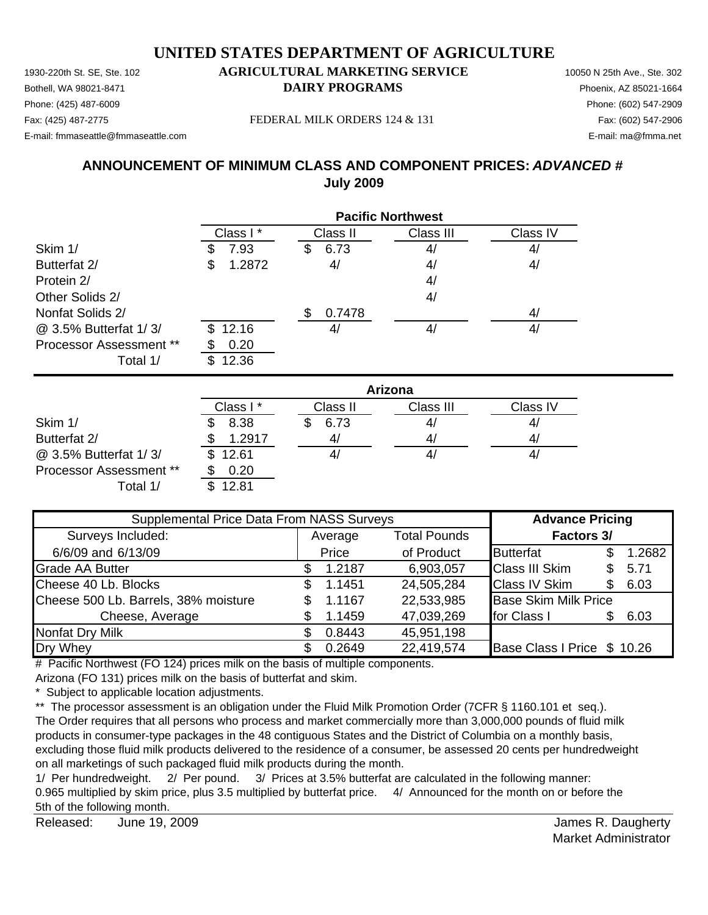# UNITED STATES DEPARTMENT OF AGRICULTURE

1930-220th St. SE, Ste. 102 **AGRICULTURAL MARKETING SERVICE** 10050 N 25th Ave., Ste. 302
Bothell, WA 98021-8471 **DAIRY PROGRAMS** Phoenix, AZ 85021-1664
Phone: (425) 487-6009 Phone: (602) 547-2909
Fax: (425) 487-2775 FEDERAL MILK ORDERS 124 & 131 Fax: (602) 547-2906
E-mail: fmmaseattle@fmmaseattle.com E-mail: ma@fmma.net

## ANNOUNCEMENT OF MINIMUM CLASS AND COMPONENT PRICES: *ADVANCED #*
## July 2009

| | Pacific Northwest | | | |
|---|---|---|---|---|
| | Class I * | Class II | Class III | Class IV |
| Skim 1/ | $ 7.93 | $ 6.73 | 4/ | 4/ |
| Butterfat 2/ | $ 1.2872 | 4/ | 4/ | 4/ |
| Protein 2/ | | | 4/ | |
| Other Solids 2/ | | | 4/ | |
| Nonfat Solids 2/ | | $ 0.7478 | | 4/ |
| @ 3.5% Butterfat 1/ 3/ | $ 12.16 | 4/ | 4/ | 4/ |
| Processor Assessment ** | $ 0.20 | | | |
| Total 1/ | $ 12.36 | | | |

| | Arizona | | | |
|---|---|---|---|---|
| | Class I * | Class II | Class III | Class IV |
| Skim 1/ | $ 8.38 | $ 6.73 | 4/ | 4/ |
| Butterfat 2/ | $ 1.2917 | 4/ | 4/ | 4/ |
| @ 3.5% Butterfat 1/ 3/ | $ 12.61 | 4/ | 4/ | 4/ |
| Processor Assessment ** | $ 0.20 | | | |
| Total 1/ | $ 12.81 | | | |

| Supplemental Price Data From NASS Surveys | | | Advance Pricing Factors 3/ | |
|---|---|---|---|---|
| Surveys Included: | Average | Total Pounds | | |
| 6/6/09 and 6/13/09 | Price | of Product | Butterfat | $ 1.2682 |
| Grade AA Butter | $ 1.2187 | 6,903,057 | Class III Skim | $ 5.71 |
| Cheese 40 Lb. Blocks | $ 1.1451 | 24,505,284 | Class IV Skim | $ 6.03 |
| Cheese 500 Lb. Barrels, 38% moisture | $ 1.1167 | 22,533,985 | Base Skim Milk Price | |
| Cheese, Average | $ 1.1459 | 47,039,269 | for Class I | $ 6.03 |
| Nonfat Dry Milk | $ 0.8443 | 45,951,198 | | |
| Dry Whey | $ 0.2649 | 22,419,574 | Base Class I Price | $ 10.26 |

# Pacific Northwest (FO 124) prices milk on the basis of multiple components.
Arizona (FO 131) prices milk on the basis of butterfat and skim.
* Subject to applicable location adjustments.
** The processor assessment is an obligation under the Fluid Milk Promotion Order (7CFR § 1160.101 et seq.). The Order requires that all persons who process and market commercially more than 3,000,000 pounds of fluid milk products in consumer-type packages in the 48 contiguous States and the District of Columbia on a monthly basis, excluding those fluid milk products delivered to the residence of a consumer, be assessed 20 cents per hundredweight on all marketings of such packaged fluid milk products during the month.
1/ Per hundredweight. 2/ Per pound. 3/ Prices at 3.5% butterfat are calculated in the following manner: 0.965 multiplied by skim price, plus 3.5 multiplied by butterfat price. 4/ Announced for the month on or before the 5th of the following month.

Released: June 19, 2009

James R. Daugherty
Market Administrator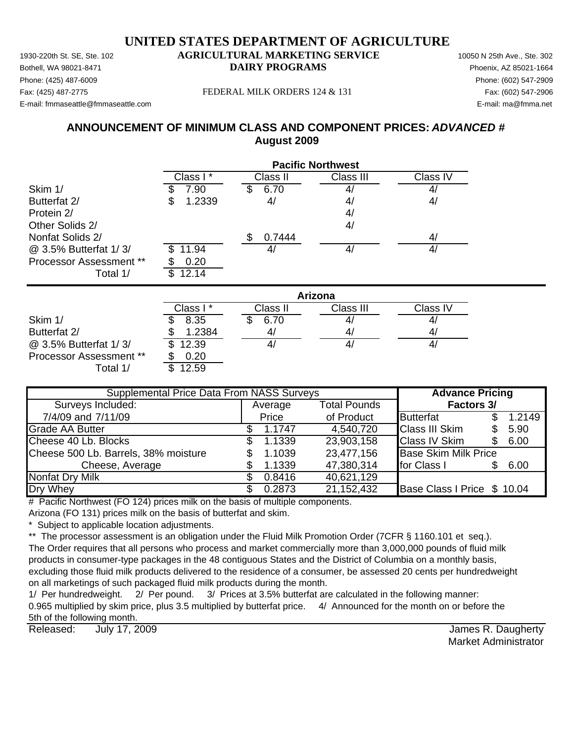# UNITED STATES DEPARTMENT OF AGRICULTURE

**AGRICULTURAL MARKETING SERVICE**
**DAIRY PROGRAMS**

1930-220th St. SE, Ste. 102
Bothell, WA 98021-8471
Phone: (425) 487-6009
Fax: (425) 487-2775
E-mail: fmmaseattle@fmmaseattle.com

10050 N 25th Ave., Ste. 302
Phoenix, AZ 85021-1664
Phone: (602) 547-2909
Fax: (602) 547-2906
E-mail: ma@fmma.net

FEDERAL MILK ORDERS 124 & 131

## ANNOUNCEMENT OF MINIMUM CLASS AND COMPONENT PRICES: *ADVANCED #*
## August 2009

| | Pacific Northwest | | | |
|---|---|---|---|---|
| | Class I * | Class II | Class III | Class IV |
| Skim 1/ | $ 7.90 | $ 6.70 | 4/ | 4/ |
| Butterfat 2/ | $ 1.2339 | 4/ | 4/ | 4/ |
| Protein 2/ | | | 4/ | |
| Other Solids 2/ | | | 4/ | |
| Nonfat Solids 2/ | | $ 0.7444 | | 4/ |
| @ 3.5% Butterfat 1/ 3/ | $ 11.94 | 4/ | 4/ | 4/ |
| Processor Assessment ** | $ 0.20 | | | |
| Total 1/ | $ 12.14 | | | |

| | Arizona | | | |
|---|---|---|---|---|
| | Class I * | Class II | Class III | Class IV |
| Skim 1/ | $ 8.35 | $ 6.70 | 4/ | 4/ |
| Butterfat 2/ | $ 1.2384 | 4/ | 4/ | 4/ |
| @ 3.5% Butterfat 1/ 3/ | $ 12.39 | 4/ | 4/ | 4/ |
| Processor Assessment ** | $ 0.20 | | | |
| Total 1/ | $ 12.59 | | | |

| Supplemental Price Data From NASS Surveys | | | Advance Pricing Factors 3/ | |
|---|---|---|---|---|
| Surveys Included: | Average | Total Pounds | | |
| 7/4/09 and 7/11/09 | Price | of Product | Butterfat | $ 1.2149 |
| Grade AA Butter | $ 1.1747 | 4,540,720 | Class III Skim | $ 5.90 |
| Cheese 40 Lb. Blocks | $ 1.1339 | 23,903,158 | Class IV Skim | $ 6.00 |
| Cheese 500 Lb. Barrels, 38% moisture | $ 1.1039 | 23,477,156 | Base Skim Milk Price | |
| Cheese, Average | $ 1.1339 | 47,380,314 | for Class I | $ 6.00 |
| Nonfat Dry Milk | $ 0.8416 | 40,621,129 | | |
| Dry Whey | $ 0.2873 | 21,152,432 | Base Class I Price | $ 10.04 |

# Pacific Northwest (FO 124) prices milk on the basis of multiple components.
Arizona (FO 131) prices milk on the basis of butterfat and skim.

\* Subject to applicable location adjustments.

** The processor assessment is an obligation under the Fluid Milk Promotion Order (7CFR § 1160.101 et seq.). The Order requires that all persons who process and market commercially more than 3,000,000 pounds of fluid milk products in consumer-type packages in the 48 contiguous States and the District of Columbia on a monthly basis, excluding those fluid milk products delivered to the residence of a consumer, be assessed 20 cents per hundredweight on all marketings of such packaged fluid milk products during the month.

1/ Per hundredweight. 2/ Per pound. 3/ Prices at 3.5% butterfat are calculated in the following manner: 0.965 multiplied by skim price, plus 3.5 multiplied by butterfat price. 4/ Announced for the month on or before the 5th of the following month.

Released: July 17, 2009

James R. Daugherty
Market Administrator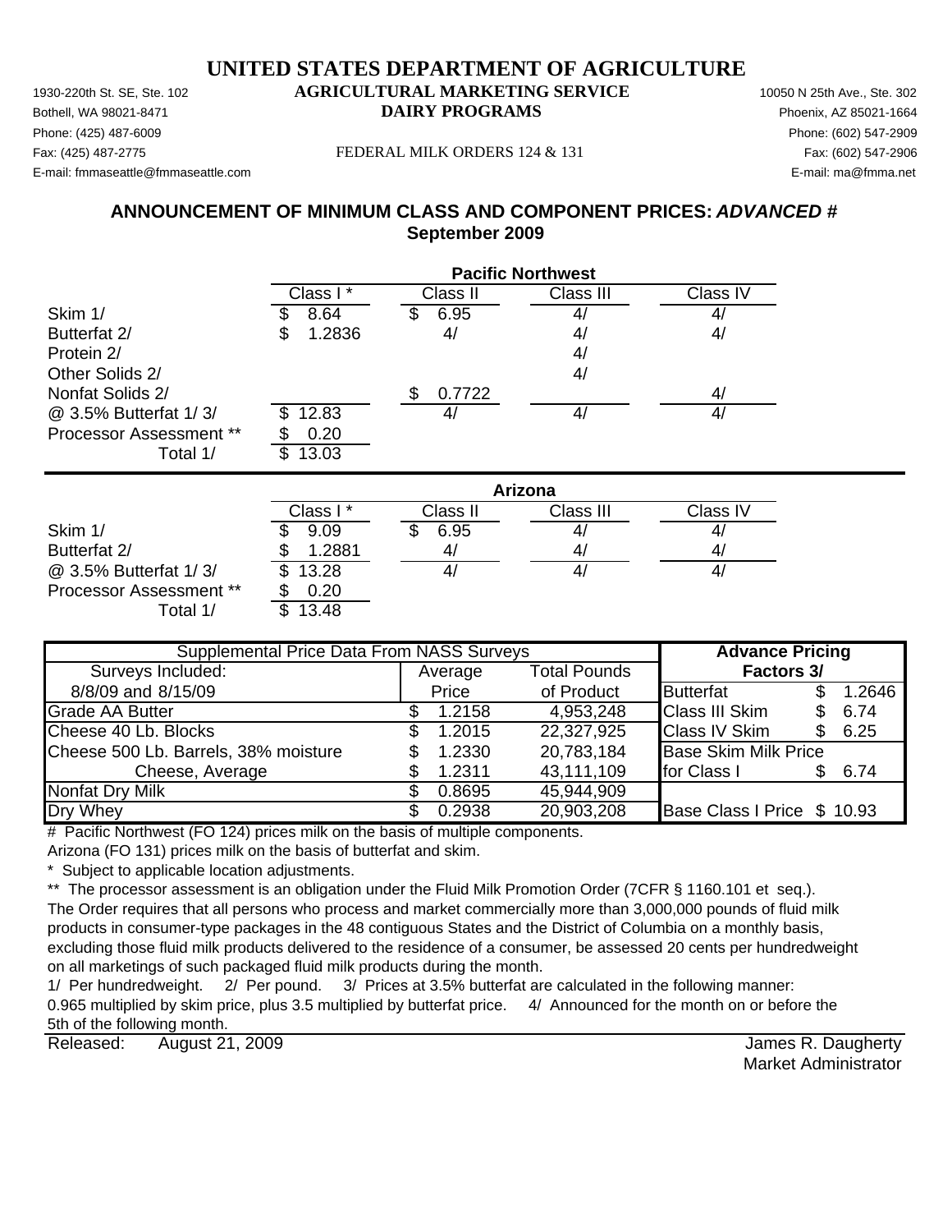# UNITED STATES DEPARTMENT OF AGRICULTURE

## AGRICULTURAL MARKETING SERVICE
## DAIRY PROGRAMS

1930-220th St. SE, Ste. 102
Bothell, WA 98021-8471
Phone: (425) 487-6009
Fax: (425) 487-2775
E-mail: fmmaseattle@fmmaseattle.com

10050 N 25th Ave., Ste. 302
Phoenix, AZ 85021-1664
Phone: (602) 547-2909
Fax: (602) 547-2906
E-mail: ma@fmma.net

FEDERAL MILK ORDERS 124 & 131

### ANNOUNCEMENT OF MINIMUM CLASS AND COMPONENT PRICES: *ADVANCED #*
### September 2009

| | Pacific Northwest | | | |
|---|---|---|---|---|
| | Class I * | Class II | Class III | Class IV |
| Skim 1/ | $ 8.64 | $ 6.95 | 4/ | 4/ |
| Butterfat 2/ | $ 1.2836 | 4/ | 4/ | 4/ |
| Protein 2/ | | | 4/ | |
| Other Solids 2/ | | | 4/ | |
| Nonfat Solids 2/ | | $ 0.7722 | | 4/ |
| @ 3.5% Butterfat 1/ 3/ | $ 12.83 | 4/ | 4/ | 4/ |
| Processor Assessment ** | $ 0.20 | | | |
| Total 1/ | $ 13.03 | | | |

| | Arizona | | | |
|---|---|---|---|---|
| | Class I * | Class II | Class III | Class IV |
| Skim 1/ | $ 9.09 | $ 6.95 | 4/ | 4/ |
| Butterfat 2/ | $ 1.2881 | 4/ | 4/ | 4/ |
| @ 3.5% Butterfat 1/ 3/ | $ 13.28 | 4/ | 4/ | 4/ |
| Processor Assessment ** | $ 0.20 | | | |
| Total 1/ | $ 13.48 | | | |

| Supplemental Price Data From NASS Surveys | | | Advance Pricing Factors 3/ | |
|---|---|---|---|---|
| Surveys Included: 8/8/09 and 8/15/09 | Average Price | Total Pounds of Product | | |
| Grade AA Butter | $ 1.2158 | 4,953,248 | Butterfat | $ 1.2646 |
| Cheese 40 Lb. Blocks | $ 1.2015 | 22,327,925 | Class III Skim | $ 6.74 |
| Cheese 500 Lb. Barrels, 38% moisture | $ 1.2330 | 20,783,184 | Class IV Skim | $ 6.25 |
| Cheese, Average | $ 1.2311 | 43,111,109 | Base Skim Milk Price for Class I | $ 6.74 |
| Nonfat Dry Milk | $ 0.8695 | 45,944,909 | | |
| Dry Whey | $ 0.2938 | 20,903,208 | Base Class I Price | $ 10.93 |

# Pacific Northwest (FO 124) prices milk on the basis of multiple components.
Arizona (FO 131) prices milk on the basis of butterfat and skim.

\* Subject to applicable location adjustments.

** The processor assessment is an obligation under the Fluid Milk Promotion Order (7CFR § 1160.101 et seq.). The Order requires that all persons who process and market commercially more than 3,000,000 pounds of fluid milk products in consumer-type packages in the 48 contiguous States and the District of Columbia on a monthly basis, excluding those fluid milk products delivered to the residence of a consumer, be assessed 20 cents per hundredweight on all marketings of such packaged fluid milk products during the month.

1/ Per hundredweight. 2/ Per pound. 3/ Prices at 3.5% butterfat are calculated in the following manner: 0.965 multiplied by skim price, plus 3.5 multiplied by butterfat price. 4/ Announced for the month on or before the 5th of the following month.

Released: August 21, 2009

James R. Daugherty
Market Administrator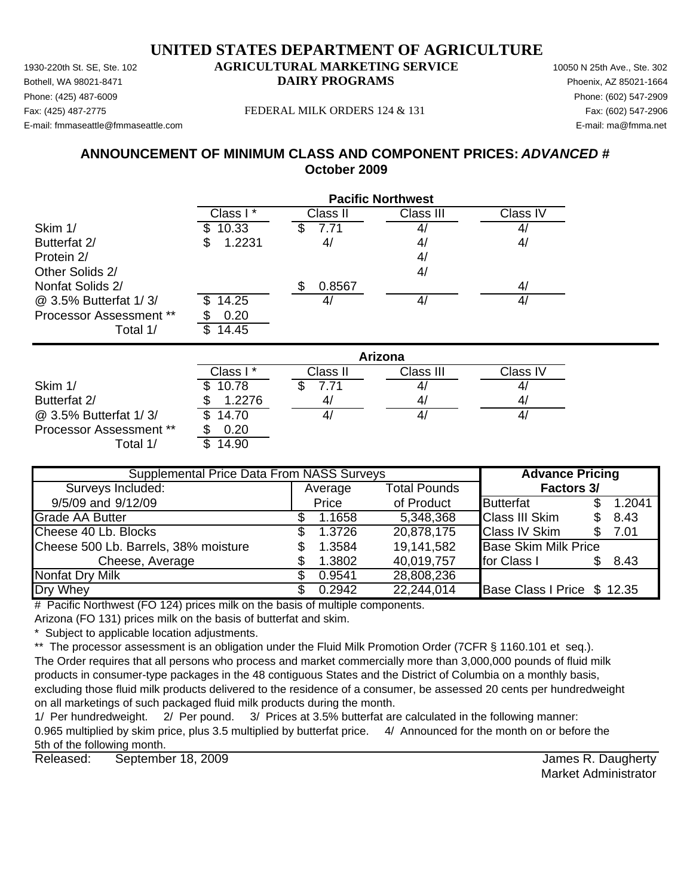# UNITED STATES DEPARTMENT OF AGRICULTURE

## AGRICULTURAL MARKETING SERVICE
## DAIRY PROGRAMS

1930-220th St. SE, Ste. 102
Bothell, WA 98021-8471
Phone: (425) 487-6009
Fax: (425) 487-2775
E-mail: fmmaseattle@fmmaseattle.com

10050 N 25th Ave., Ste. 302
Phoenix, AZ 85021-1664
Phone: (602) 547-2909
Fax: (602) 547-2906
E-mail: ma@fmma.net

FEDERAL MILK ORDERS 124 & 131

### ANNOUNCEMENT OF MINIMUM CLASS AND COMPONENT PRICES: *ADVANCED #*
### October 2009

| | Pacific Northwest | | | |
|---|---|---|---|---|
| | Class I * | Class II | Class III | Class IV |
| Skim 1/ | $ 10.33 | $ 7.71 | 4/ | 4/ |
| Butterfat 2/ | $ 1.2231 | 4/ | 4/ | 4/ |
| Protein 2/ | | | 4/ | |
| Other Solids 2/ | | | 4/ | |
| Nonfat Solids 2/ | | $ 0.8567 | | 4/ |
| @ 3.5% Butterfat 1/ 3/ | $ 14.25 | 4/ | 4/ | 4/ |
| Processor Assessment ** | $ 0.20 | | | |
| Total 1/ | $ 14.45 | | | |

| | Arizona | | | |
|---|---|---|---|---|
| | Class I * | Class II | Class III | Class IV |
| Skim 1/ | $ 10.78 | $ 7.71 | 4/ | 4/ |
| Butterfat 2/ | $ 1.2276 | 4/ | 4/ | 4/ |
| @ 3.5% Butterfat 1/ 3/ | $ 14.70 | 4/ | 4/ | 4/ |
| Processor Assessment ** | $ 0.20 | | | |
| Total 1/ | $ 14.90 | | | |

| Supplemental Price Data From NASS Surveys | | | Advance Pricing Factors 3/ | |
|---|---|---|---|---|
| Surveys Included: | Average | Total Pounds | | |
| 9/5/09 and 9/12/09 | Price | of Product | Butterfat | $ 1.2041 |
| Grade AA Butter | $ 1.1658 | 5,348,368 | Class III Skim | $ 8.43 |
| Cheese 40 Lb. Blocks | $ 1.3726 | 20,878,175 | Class IV Skim | $ 7.01 |
| Cheese 500 Lb. Barrels, 38% moisture | $ 1.3584 | 19,141,582 | Base Skim Milk Price | |
| Cheese, Average | $ 1.3802 | 40,019,757 | for Class I | $ 8.43 |
| Nonfat Dry Milk | $ 0.9541 | 28,808,236 | | |
| Dry Whey | $ 0.2942 | 22,244,014 | Base Class I Price | $ 12.35 |

\# Pacific Northwest (FO 124) prices milk on the basis of multiple components.
Arizona (FO 131) prices milk on the basis of butterfat and skim.

\* Subject to applicable location adjustments.

** The processor assessment is an obligation under the Fluid Milk Promotion Order (7CFR § 1160.101 et seq.). The Order requires that all persons who process and market commercially more than 3,000,000 pounds of fluid milk products in consumer-type packages in the 48 contiguous States and the District of Columbia on a monthly basis, excluding those fluid milk products delivered to the residence of a consumer, be assessed 20 cents per hundredweight on all marketings of such packaged fluid milk products during the month.

1/ Per hundredweight. 2/ Per pound. 3/ Prices at 3.5% butterfat are calculated in the following manner: 0.965 multiplied by skim price, plus 3.5 multiplied by butterfat price. 4/ Announced for the month on or before the 5th of the following month.

Released: September 18, 2009

James R. Daugherty
Market Administrator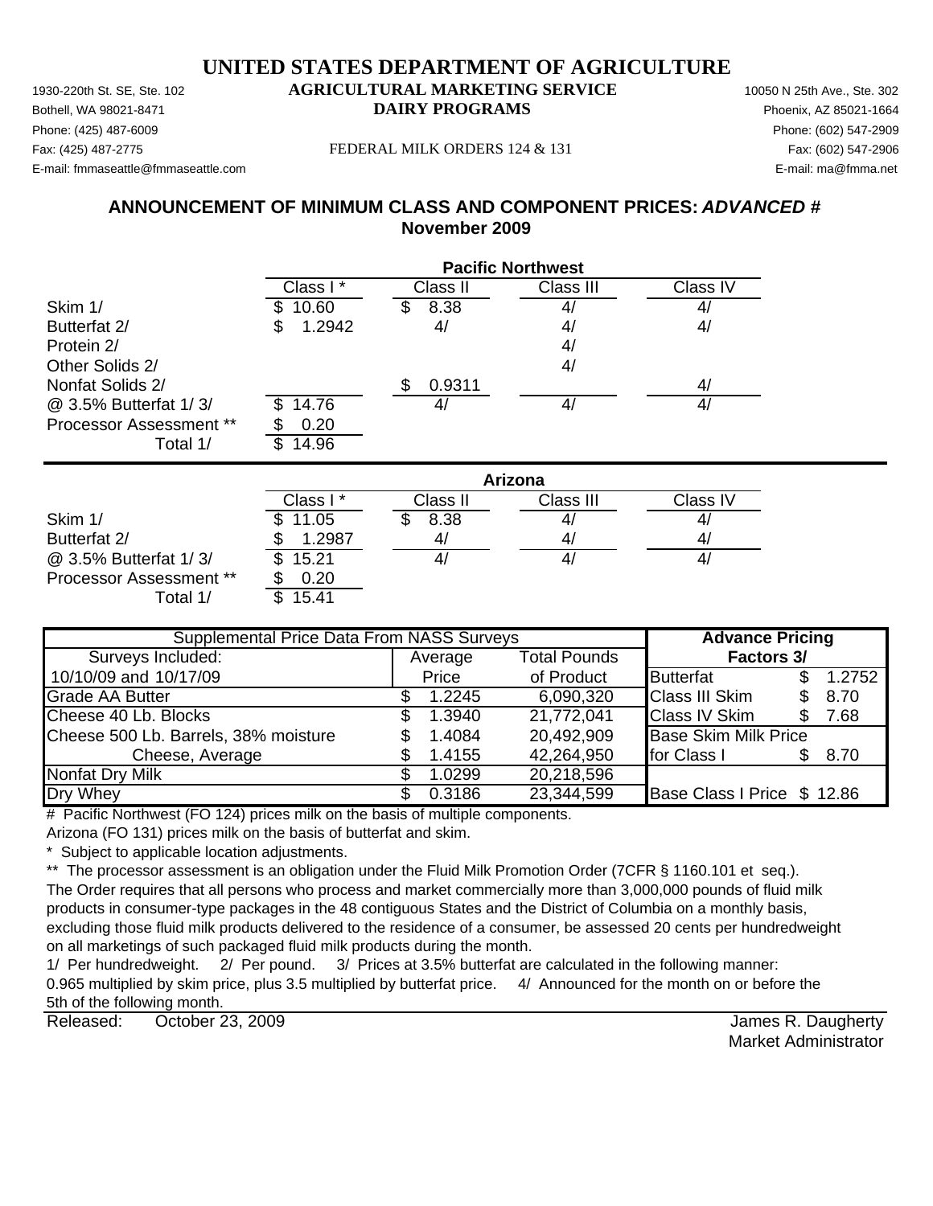# UNITED STATES DEPARTMENT OF AGRICULTURE

## AGRICULTURAL MARKETING SERVICE
## DAIRY PROGRAMS

1930-220th St. SE, Ste. 102
Bothell, WA 98021-8471
Phone: (425) 487-6009
Fax: (425) 487-2775
E-mail: fmmaseattle@fmmaseattle.com

10050 N 25th Ave., Ste. 302
Phoenix, AZ 85021-1664
Phone: (602) 547-2909
Fax: (602) 547-2906
E-mail: ma@fmma.net

FEDERAL MILK ORDERS 124 & 131

### ANNOUNCEMENT OF MINIMUM CLASS AND COMPONENT PRICES: *ADVANCED #*
### November 2009

| | Pacific Northwest | | | |
|---|---|---|---|---|
| | Class I * | Class II | Class III | Class IV |
| Skim 1/ | $ 10.60 | $ 8.38 | 4/ | 4/ |
| Butterfat 2/ | $ 1.2942 | 4/ | 4/ | 4/ |
| Protein 2/ | | | 4/ | |
| Other Solids 2/ | | | 4/ | |
| Nonfat Solids 2/ | | $ 0.9311 | | 4/ |
| @ 3.5% Butterfat 1/ 3/ | $ 14.76 | 4/ | 4/ | 4/ |
| Processor Assessment ** | $ 0.20 | | | |
| Total 1/ | $ 14.96 | | | |

| | Arizona | | | |
|---|---|---|---|---|
| | Class I * | Class II | Class III | Class IV |
| Skim 1/ | $ 11.05 | $ 8.38 | 4/ | 4/ |
| Butterfat 2/ | $ 1.2987 | 4/ | 4/ | 4/ |
| @ 3.5% Butterfat 1/ 3/ | $ 15.21 | 4/ | 4/ | 4/ |
| Processor Assessment ** | $ 0.20 | | | |
| Total 1/ | $ 15.41 | | | |

| Supplemental Price Data From NASS Surveys | | | Advance Pricing Factors 3/ | |
|---|---|---|---|---|
| Surveys Included: | Average | Total Pounds | | |
| 10/10/09 and 10/17/09 | Price | of Product | Butterfat | $ 1.2752 |
| Grade AA Butter | $ 1.2245 | 6,090,320 | Class III Skim | $ 8.70 |
| Cheese 40 Lb. Blocks | $ 1.3940 | 21,772,041 | Class IV Skim | $ 7.68 |
| Cheese 500 Lb. Barrels, 38% moisture | $ 1.4084 | 20,492,909 | Base Skim Milk Price | |
| Cheese, Average | $ 1.4155 | 42,264,950 | for Class I | $ 8.70 |
| Nonfat Dry Milk | $ 1.0299 | 20,218,596 | | |
| Dry Whey | $ 0.3186 | 23,344,599 | Base Class I Price | $ 12.86 |

# Pacific Northwest (FO 124) prices milk on the basis of multiple components.
Arizona (FO 131) prices milk on the basis of butterfat and skim.

\* Subject to applicable location adjustments.

** The processor assessment is an obligation under the Fluid Milk Promotion Order (7CFR § 1160.101 et seq.). The Order requires that all persons who process and market commercially more than 3,000,000 pounds of fluid milk products in consumer-type packages in the 48 contiguous States and the District of Columbia on a monthly basis, excluding those fluid milk products delivered to the residence of a consumer, be assessed 20 cents per hundredweight on all marketings of such packaged fluid milk products during the month.

1/ Per hundredweight. 2/ Per pound. 3/ Prices at 3.5% butterfat are calculated in the following manner: 0.965 multiplied by skim price, plus 3.5 multiplied by butterfat price. 4/ Announced for the month on or before the 5th of the following month.

Released: October 23, 2009

James R. Daugherty
Market Administrator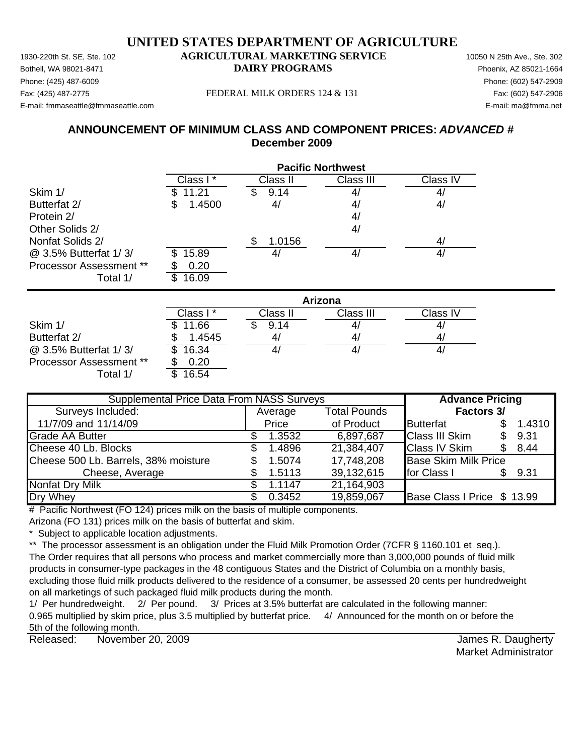# UNITED STATES DEPARTMENT OF AGRICULTURE

**AGRICULTURAL MARKETING SERVICE**
**DAIRY PROGRAMS**

1930-220th St. SE, Ste. 102
Bothell, WA 98021-8471
Phone: (425) 487-6009
Fax: (425) 487-2775
E-mail: fmmaseattle@fmmaseattle.com

10050 N 25th Ave., Ste. 302
Phoenix, AZ 85021-1664
Phone: (602) 547-2909
Fax: (602) 547-2906
E-mail: ma@fmma.net

FEDERAL MILK ORDERS 124 & 131

## ANNOUNCEMENT OF MINIMUM CLASS AND COMPONENT PRICES: *ADVANCED #*
## December 2009

| | Pacific Northwest | | | |
|---|---|---|---|---|
| | Class I * | Class II | Class III | Class IV |
| Skim 1/ | $ 11.21 | $ 9.14 | 4/ | 4/ |
| Butterfat 2/ | $ 1.4500 | 4/ | 4/ | 4/ |
| Protein 2/ | | | 4/ | |
| Other Solids 2/ | | | 4/ | |
| Nonfat Solids 2/ | | $ 1.0156 | | 4/ |
| @ 3.5% Butterfat 1/ 3/ | $ 15.89 | 4/ | 4/ | 4/ |
| Processor Assessment ** | $ 0.20 | | | |
| Total 1/ | $ 16.09 | | | |

| | Arizona | | | |
|---|---|---|---|---|
| | Class I * | Class II | Class III | Class IV |
| Skim 1/ | $ 11.66 | $ 9.14 | 4/ | 4/ |
| Butterfat 2/ | $ 1.4545 | 4/ | 4/ | 4/ |
| @ 3.5% Butterfat 1/ 3/ | $ 16.34 | 4/ | 4/ | 4/ |
| Processor Assessment ** | $ 0.20 | | | |
| Total 1/ | $ 16.54 | | | |

| Supplemental Price Data From NASS Surveys | | | Advance Pricing Factors 3/ | |
|---|---|---|---|---|
| Surveys Included: | Average | Total Pounds | | |
| 11/7/09 and 11/14/09 | Price | of Product | Butterfat | $ 1.4310 |
| Grade AA Butter | $ 1.3532 | 6,897,687 | Class III Skim | $ 9.31 |
| Cheese 40 Lb. Blocks | $ 1.4896 | 21,384,407 | Class IV Skim | $ 8.44 |
| Cheese 500 Lb. Barrels, 38% moisture | $ 1.5074 | 17,748,208 | Base Skim Milk Price | |
| Cheese, Average | $ 1.5113 | 39,132,615 | for Class I | $ 9.31 |
| Nonfat Dry Milk | $ 1.1147 | 21,164,903 | | |
| Dry Whey | $ 0.3452 | 19,859,067 | Base Class I Price | $ 13.99 |

# Pacific Northwest (FO 124) prices milk on the basis of multiple components.
Arizona (FO 131) prices milk on the basis of butterfat and skim.
* Subject to applicable location adjustments.
** The processor assessment is an obligation under the Fluid Milk Promotion Order (7CFR § 1160.101 et seq.). The Order requires that all persons who process and market commercially more than 3,000,000 pounds of fluid milk products in consumer-type packages in the 48 contiguous States and the District of Columbia on a monthly basis, excluding those fluid milk products delivered to the residence of a consumer, be assessed 20 cents per hundredweight on all marketings of such packaged fluid milk products during the month.
1/ Per hundredweight. 2/ Per pound. 3/ Prices at 3.5% butterfat are calculated in the following manner: 0.965 multiplied by skim price, plus 3.5 multiplied by butterfat price. 4/ Announced for the month on or before the 5th of the following month.

Released: November 20, 2009

James R. Daugherty
Market Administrator